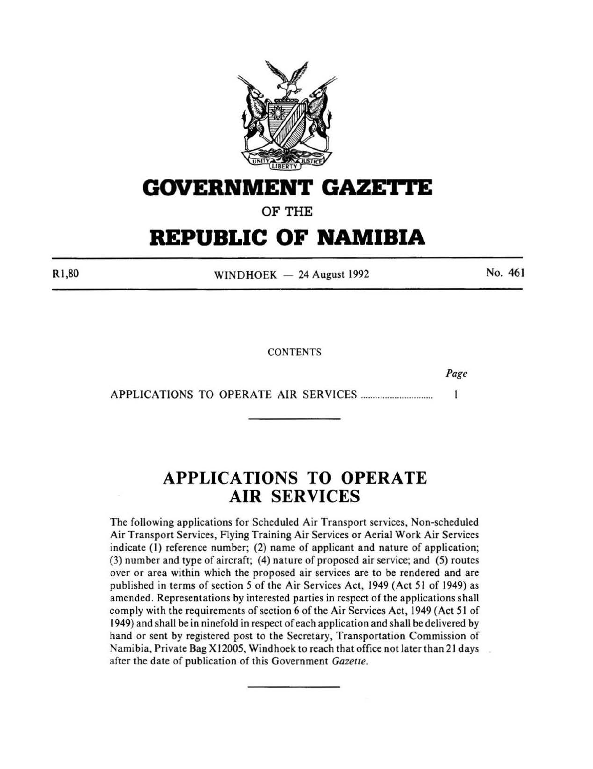# GOVERNMENT GAZETTE

OF THE

# REPUBLIC OF NAMIBIA

R1,80 WINDHOEK — 24 August 1992 No. 461

CONTENTS

| | *Page* |
|---|---|
| APPLICATIONS TO OPERATE AIR SERVICES ............................. | 1 |

## APPLICATIONS TO OPERATE AIR SERVICES

The following applications for Scheduled Air Transport services, Non-scheduled Air Transport Services, Flying Training Air Services or Aerial Work Air Services indicate (1) reference number; (2) name of applicant and nature of application; (3) number and type of aircraft; (4) nature of proposed air service; and (5) routes over or area within which the proposed air services are to be rendered and are published in terms of section 5 of the Air Services Act, 1949 (Act 51 of 1949) as amended. Representations by interested parties in respect of the applications shall comply with the requirements of section 6 of the Air Services Act, 1949 (Act 51 of 1949) and shall be in ninefold in respect of each application and shall be delivered by hand or sent by registered post to the Secretary, Transportation Commission of Namibia, Private Bag X12005, Windhoek to reach that office not later than 21 days after the date of publication of this Government *Gazette*.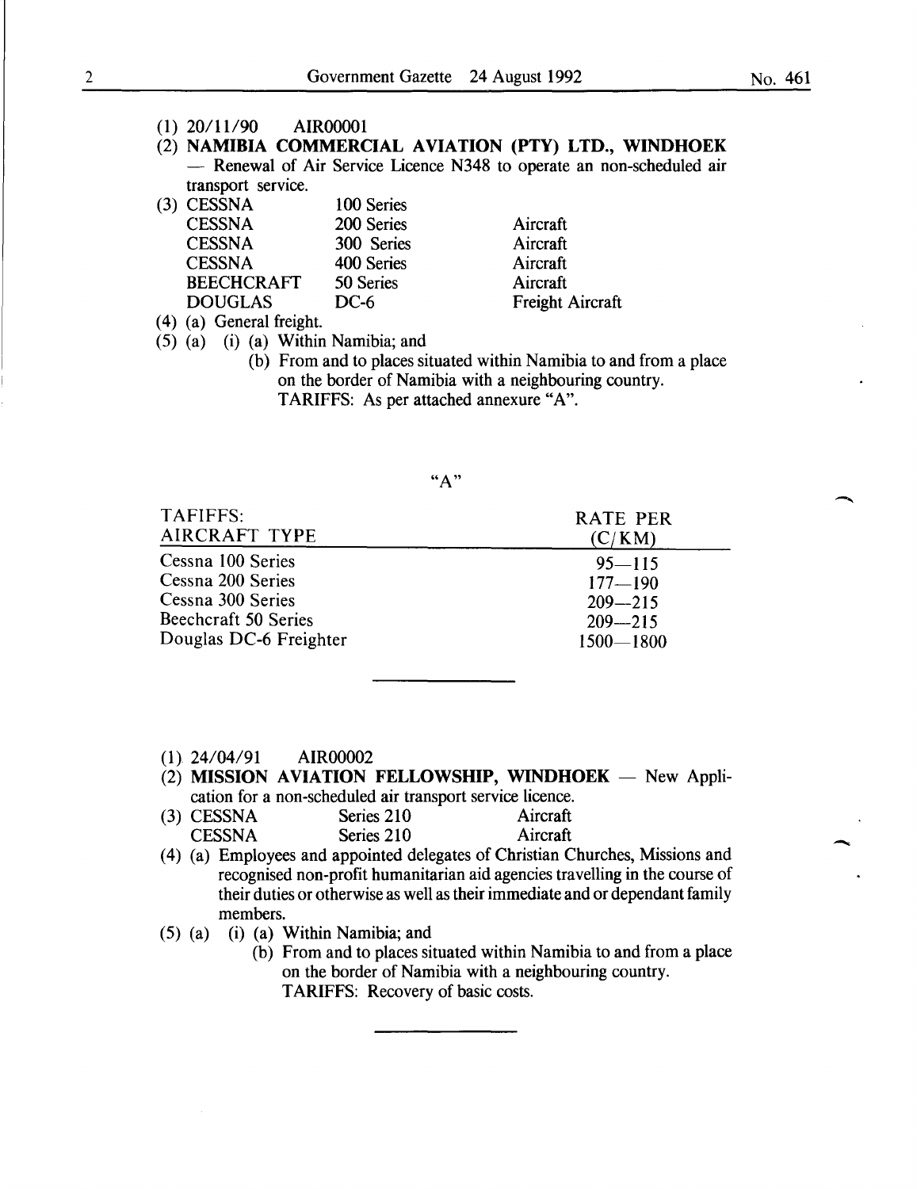(1) 20/11/90 AIR00001

(2) **NAMIBIA COMMERCIAL AVIATION (PTY) LTD., WINDHOEK** — Renewal of Air Service Licence N348 to operate an non-scheduled air transport service.

(3)

| | | |
|---|---|---|
| CESSNA | 100 Series | |
| CESSNA | 200 Series | Aircraft |
| CESSNA | 300 Series | Aircraft |
| CESSNA | 400 Series | Aircraft |
| BEECHCRAFT | 50 Series | Aircraft |
| DOUGLAS | DC-6 | Freight Aircraft |

(4) (a) General freight.

(5) (a) (i) (a) Within Namibia; and

(b) From and to places situated within Namibia to and from a place on the border of Namibia with a neighbouring country.

TARIFFS: As per attached annexure "A".

"A"

| TAFIFFS: AIRCRAFT TYPE | RATE PER (C/KM) |
|---|---|
| Cessna 100 Series | 95—115 |
| Cessna 200 Series | 177—190 |
| Cessna 300 Series | 209—215 |
| Beechcraft 50 Series | 209—215 |
| Douglas DC-6 Freighter | 1500—1800 |

---

(1) 24/04/91 AIR00002

(2) **MISSION AVIATION FELLOWSHIP, WINDHOEK** — New Application for a non-scheduled air transport service licence.

(3)

| | | |
|---|---|---|
| CESSNA | Series 210 | Aircraft |
| CESSNA | Series 210 | Aircraft |

(4) (a) Employees and appointed delegates of Christian Churches, Missions and recognised non-profit humanitarian aid agencies travelling in the course of their duties or otherwise as well as their immediate and or dependant family members.

(5) (a) (i) (a) Within Namibia; and

(b) From and to places situated within Namibia to and from a place on the border of Namibia with a neighbouring country.

TARIFFS: Recovery of basic costs.

---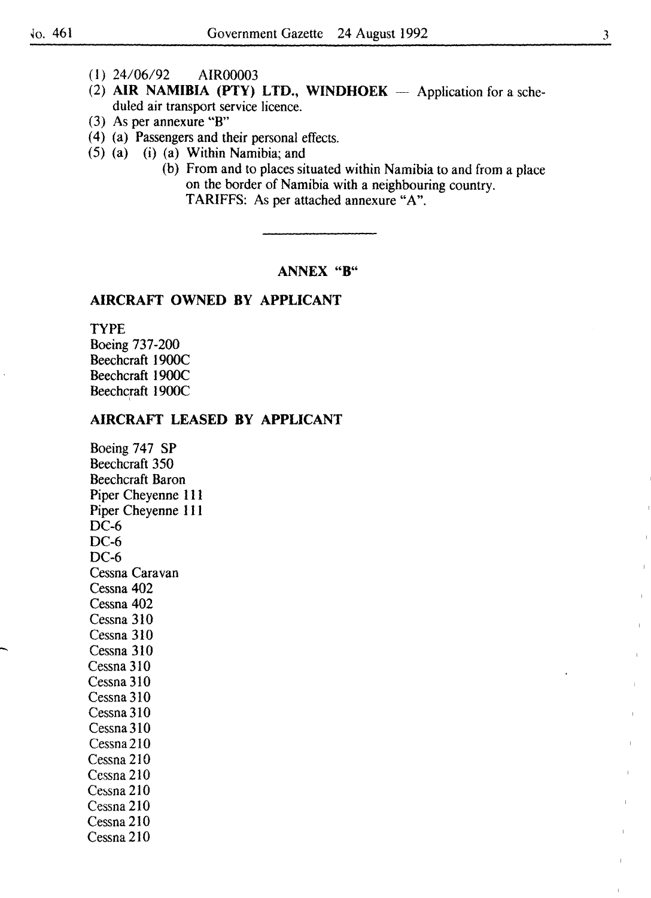(1) 24/06/92 AIR00003

(2) **AIR NAMIBIA (PTY) LTD., WINDHOEK** — Application for a scheduled air transport service licence.

(3) As per annexure "B"

(4) (a) Passengers and their personal effects.

(5) (a) (i) (a) Within Namibia; and

(b) From and to places situated within Namibia to and from a place on the border of Namibia with a neighbouring country.

TARIFFS: As per attached annexure "A".

---

## ANNEX "B"

### AIRCRAFT OWNED BY APPLICANT

TYPE

Boeing 737-200

Beechcraft 1900C

Beechcraft 1900C

Beechcraft 1900C

### AIRCRAFT LEASED BY APPLICANT

Boeing 747 SP

Beechcraft 350

Beechcraft Baron

Piper Cheyenne 111

Piper Cheyenne 111

DC-6

DC-6

DC-6

Cessna Caravan

Cessna 402

Cessna 402

Cessna 310

Cessna 310

Cessna 310

Cessna 310

Cessna 310

Cessna 310

Cessna 310

Cessna 310

Cessna 210

Cessna 210

Cessna 210

Cessna 210

Cessna 210

Cessna 210

Cessna 210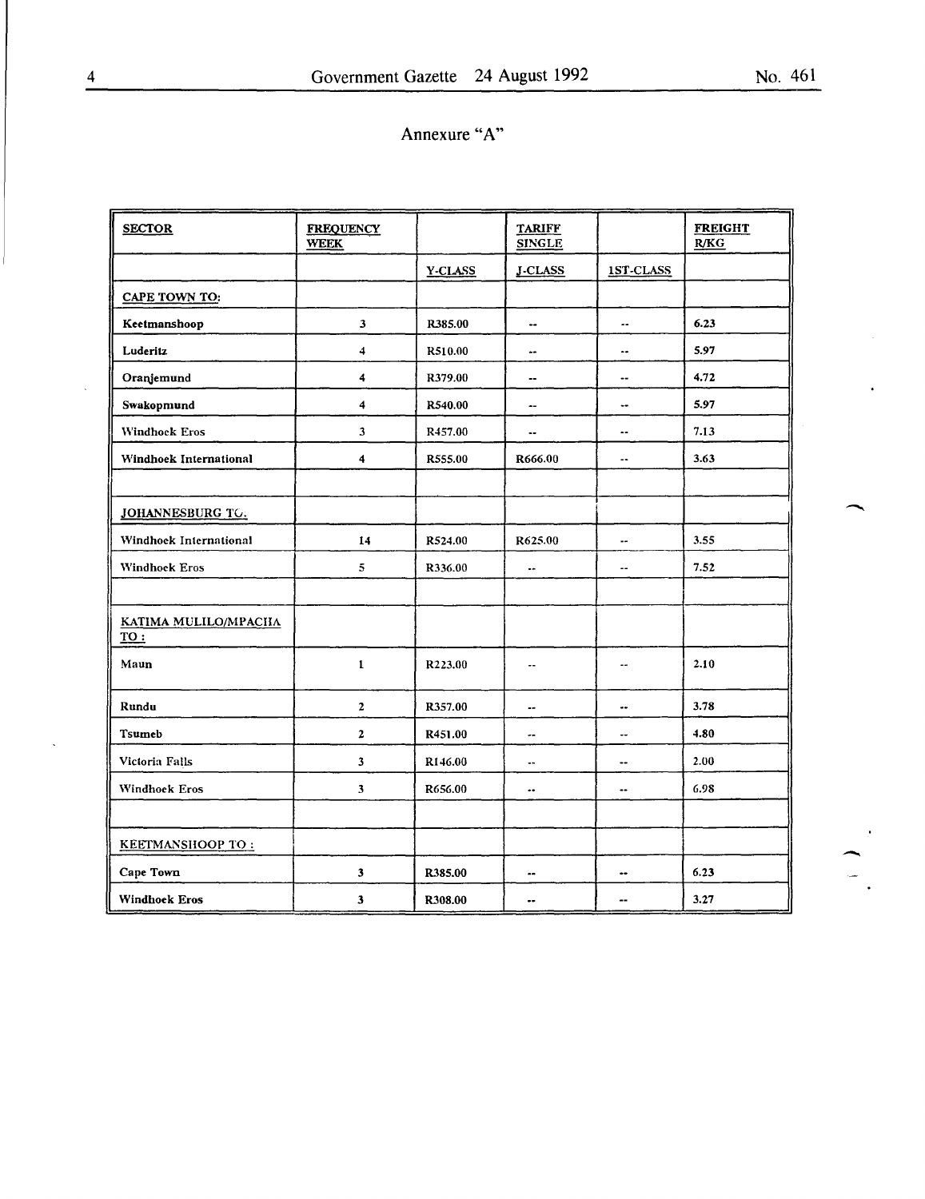Annexure "A"

| SECTOR | FREQUENCY WEEK | | TARIFF SINGLE | | FREIGHT R/KG |
|---|---|---|---|---|---|
| | | Y-CLASS | J-CLASS | 1ST-CLASS | |
| CAPE TOWN TO: | | | | | |
| Keetmanshoop | 3 | R385.00 | -- | -- | 6.23 |
| Luderitz | 4 | R510.00 | -- | -- | 5.97 |
| Oranjemund | 4 | R379.00 | -- | -- | 4.72 |
| Swakopmund | 4 | R540.00 | -- | -- | 5.97 |
| Windhoek Eros | 3 | R457.00 | -- | -- | 7.13 |
| Windhoek International | 4 | R555.00 | R666.00 | -- | 3.63 |
| | | | | | |
| JOHANNESBURG TO: | | | | | |
| Windhoek International | 14 | R524.00 | R625.00 | -- | 3.55 |
| Windhoek Eros | 5 | R336.00 | -- | -- | 7.52 |
| | | | | | |
| KATIMA MULILO/MPACHA TO: | | | | | |
| Maun | 1 | R223.00 | -- | -- | 2.10 |
| Rundu | 2 | R357.00 | -- | -- | 3.78 |
| Tsumeb | 2 | R451.00 | -- | -- | 4.80 |
| Victoria Falls | 3 | R146.00 | -- | -- | 2.00 |
| Windhoek Eros | 3 | R656.00 | -- | -- | 6.98 |
| | | | | | |
| KEETMANSHOOP TO: | | | | | |
| Cape Town | 3 | R385.00 | -- | -- | 6.23 |
| Windhoek Eros | 3 | R308.00 | -- | -- | 3.27 |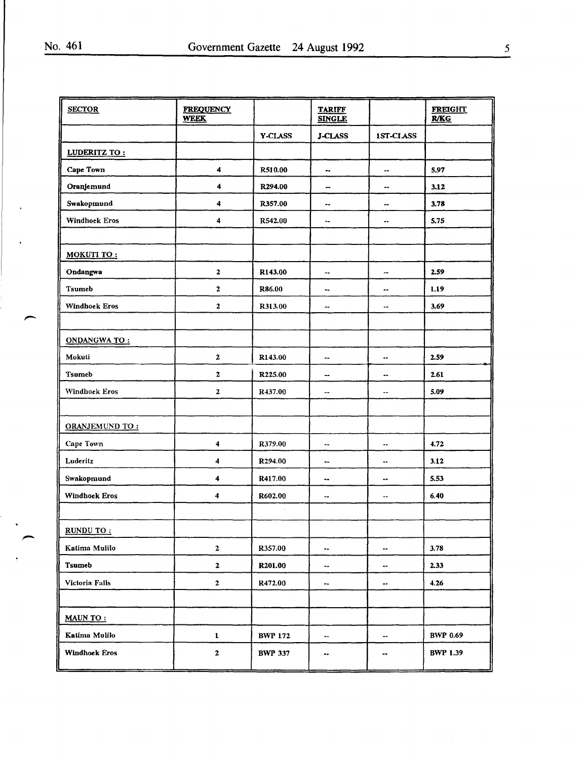| SECTOR | FREQUENCY WEEK | | TARIFF SINGLE | | FREIGHT R/KG |
|---|---|---|---|---|---|
| | | Y-CLASS | J-CLASS | 1ST-CLASS | |
| **LUDERITZ TO :** | | | | | |
| Cape Town | 4 | R510.00 | -- | -- | 5.97 |
| Oranjemund | 4 | R294.00 | -- | -- | 3.12 |
| Swakopmund | 4 | R357.00 | -- | -- | 3.78 |
| Windhoek Eros | 4 | R542.00 | -- | -- | 5.75 |
| | | | | | |
| **MOKUTI TO :** | | | | | |
| Ondangwa | 2 | R143.00 | -- | -- | 2.59 |
| Tsumeb | 2 | R86.00 | -- | -- | 1.19 |
| Windhoek Eros | 2 | R313.00 | -- | -- | 3.69 |
| | | | | | |
| **ONDANGWA TO :** | | | | | |
| Mokuti | 2 | R143.00 | -- | -- | 2.59 |
| Tsumeb | 2 | R225.00 | -- | -- | 2.61 |
| Windhoek Eros | 2 | R437.00 | -- | -- | 5.09 |
| | | | | | |
| **ORANJEMUND TO :** | | | | | |
| Cape Town | 4 | R379.00 | -- | -- | 4.72 |
| Luderitz | 4 | R294.00 | -- | -- | 3.12 |
| Swakopmund | 4 | R417.00 | -- | -- | 5.53 |
| Windhoek Eros | 4 | R602.00 | -- | -- | 6.40 |
| | | | | | |
| **RUNDU TO :** | | | | | |
| Katima Mulilo | 2 | R357.00 | -- | -- | 3.78 |
| Tsumeb | 2 | R201.00 | -- | -- | 2.33 |
| Victoria Falls | 2 | R472.00 | -- | -- | 4.26 |
| | | | | | |
| **MAUN TO :** | | | | | |
| Katima Mulilo | 1 | BWP 172 | -- | -- | BWP 0.69 |
| Windhoek Eros | 2 | BWP 337 | -- | -- | BWP 1.39 |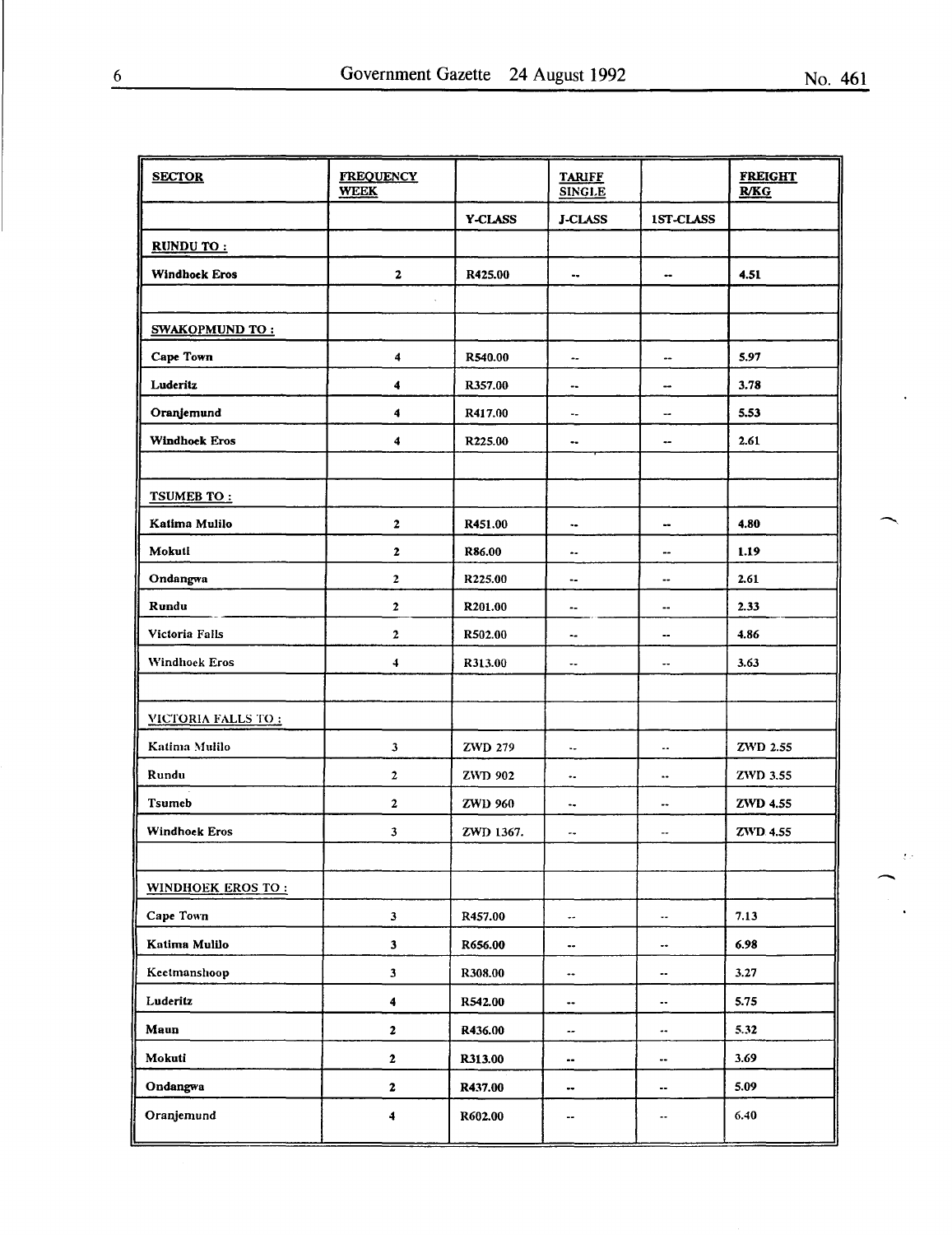| SECTOR | FREQUENCY WEEK | | TARIFF SINGLE | | FREIGHT R/KG |
|---|---|---|---|---|---|
| | | Y-CLASS | J-CLASS | 1ST-CLASS | |
| **RUNDU TO :** | | | | | |
| Windhoek Eros | 2 | R425.00 | -- | -- | 4.51 |
| | | | | | |
| **SWAKOPMUND TO :** | | | | | |
| Cape Town | 4 | R540.00 | -- | -- | 5.97 |
| Luderitz | 4 | R357.00 | -- | -- | 3.78 |
| Oranjemund | 4 | R417.00 | -- | -- | 5.53 |
| Windhoek Eros | 4 | R225.00 | -- | -- | 2.61 |
| | | | | | |
| **TSUMEB TO :** | | | | | |
| Katima Mulilo | 2 | R451.00 | -- | -- | 4.80 |
| Mokuti | 2 | R86.00 | -- | -- | 1.19 |
| Ondangwa | 2 | R225.00 | -- | -- | 2.61 |
| Rundu | 2 | R201.00 | -- | -- | 2.33 |
| Victoria Falls | 2 | R502.00 | -- | -- | 4.86 |
| Windhoek Eros | 4 | R313.00 | -- | -- | 3.63 |
| | | | | | |
| **VICTORIA FALLS TO :** | | | | | |
| Katima Mulilo | 3 | ZWD 279 | -- | -- | ZWD 2.55 |
| Rundu | 2 | ZWD 902 | -- | -- | ZWD 3.55 |
| Tsumeb | 2 | ZWD 960 | -- | -- | ZWD 4.55 |
| Windhoek Eros | 3 | ZWD 1367. | -- | -- | ZWD 4.55 |
| | | | | | |
| **WINDHOEK EROS TO :** | | | | | |
| Cape Town | 3 | R457.00 | -- | -- | 7.13 |
| Katima Mulilo | 3 | R656.00 | -- | -- | 6.98 |
| Keetmanshoop | 3 | R308.00 | -- | -- | 3.27 |
| Luderitz | 4 | R542.00 | -- | -- | 5.75 |
| Maun | 2 | R436.00 | -- | -- | 5.32 |
| Mokuti | 2 | R313.00 | -- | -- | 3.69 |
| Ondangwa | 2 | R437.00 | -- | -- | 5.09 |
| Oranjemund | 4 | R602.00 | -- | -- | 6.40 |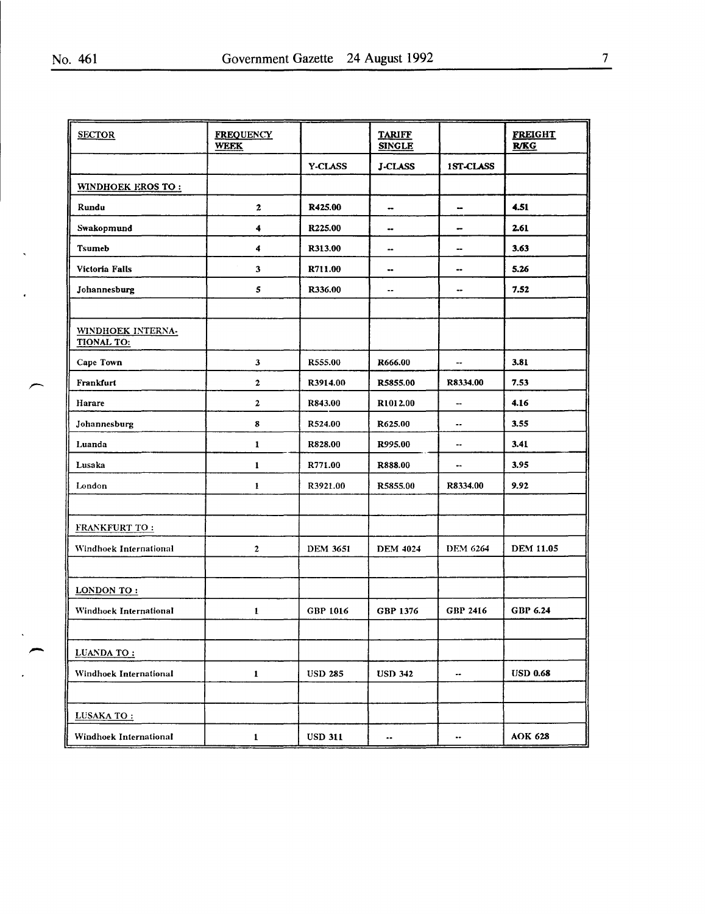| SECTOR | FREQUENCY WEEK | | TARIFF SINGLE | | FREIGHT R/KG |
|---|---|---|---|---|---|
| | | Y-CLASS | J-CLASS | 1ST-CLASS | |
| WINDHOEK EROS TO : | | | | | |
| Rundu | 2 | R425.00 | -- | -- | 4.51 |
| Swakopmund | 4 | R225.00 | -- | -- | 2.61 |
| Tsumeb | 4 | R313.00 | -- | -- | 3.63 |
| Victoria Falls | 3 | R711.00 | -- | -- | 5.26 |
| Johannesburg | 5 | R336.00 | -- | -- | 7.52 |
| | | | | | |
| WINDHOEK INTERNATIONAL TO: | | | | | |
| Cape Town | 3 | R555.00 | R666.00 | -- | 3.81 |
| Frankfurt | 2 | R3914.00 | R5855.00 | R8334.00 | 7.53 |
| Harare | 2 | R843.00 | R1012.00 | -- | 4.16 |
| Johannesburg | 8 | R524.00 | R625.00 | -- | 3.55 |
| Luanda | 1 | R828.00 | R995.00 | -- | 3.41 |
| Lusaka | 1 | R771.00 | R888.00 | -- | 3.95 |
| London | 1 | R3921.00 | R5855.00 | R8334.00 | 9.92 |
| | | | | | |
| FRANKFURT TO : | | | | | |
| Windhoek International | 2 | DEM 3651 | DEM 4024 | DEM 6264 | DEM 11.05 |
| | | | | | |
| LONDON TO : | | | | | |
| Windhoek International | 1 | GBP 1016 | GBP 1376 | GBP 2416 | GBP 6.24 |
| | | | | | |
| LUANDA TO : | | | | | |
| Windhoek International | 1 | USD 285 | USD 342 | -- | USD 0.68 |
| | | | | | |
| LUSAKA TO : | | | | | |
| Windhoek International | 1 | USD 311 | -- | -- | AOK 628 |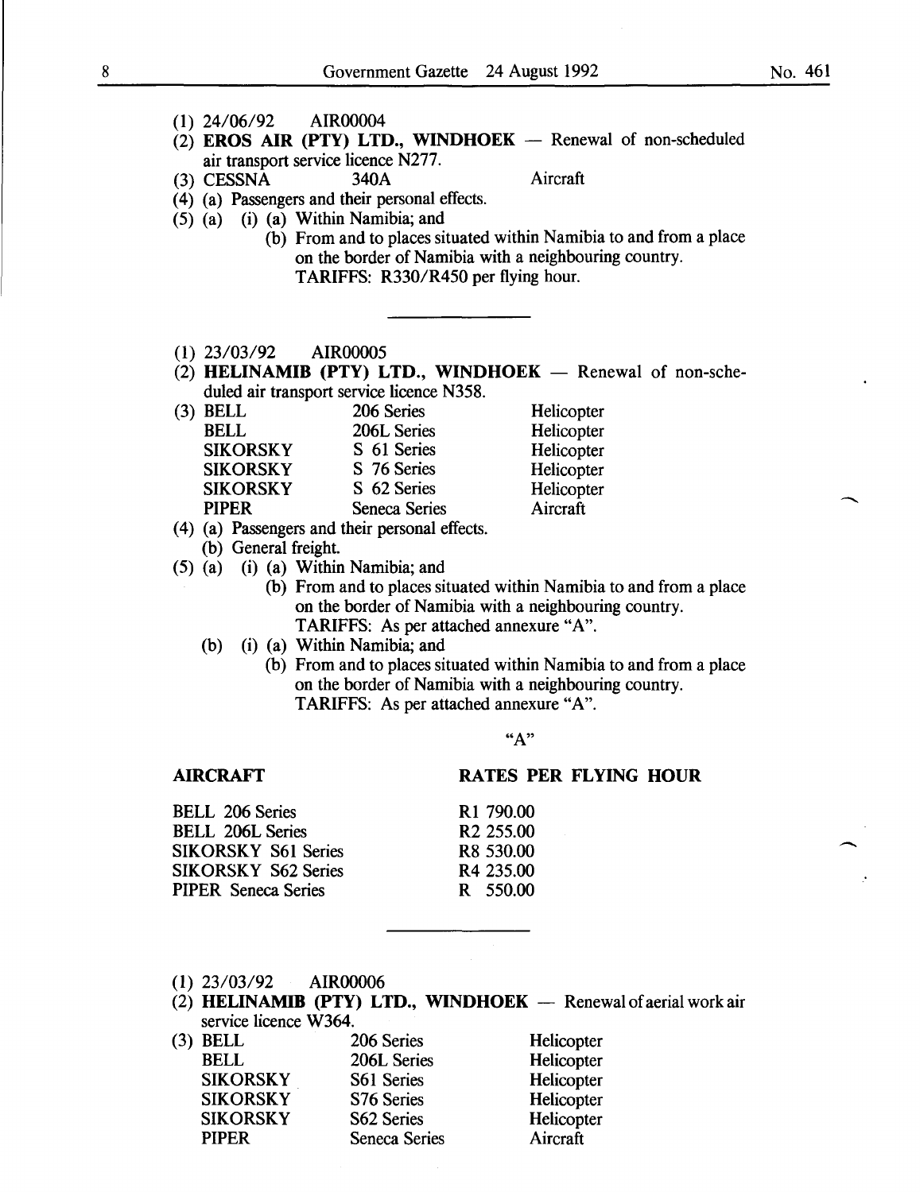(1) 24/06/92 AIR00004

(2) **EROS AIR (PTY) LTD., WINDHOEK** — Renewal of non-scheduled air transport service licence N277.

(3) CESSNA 340A Aircraft

(4) (a) Passengers and their personal effects.

(5) (a) (i) (a) Within Namibia; and

(b) From and to places situated within Namibia to and from a place on the border of Namibia with a neighbouring country.

TARIFFS: R330/R450 per flying hour.

---

(1) 23/03/92 AIR00005

(2) **HELINAMIB (PTY) LTD., WINDHOEK** — Renewal of non-scheduled air transport service licence N358.

(3)

| | | |
|---|---|---|
| BELL | 206 Series | Helicopter |
| BELL | 206L Series | Helicopter |
| SIKORSKY | S 61 Series | Helicopter |
| SIKORSKY | S 76 Series | Helicopter |
| SIKORSKY | S 62 Series | Helicopter |
| PIPER | Seneca Series | Aircraft |

(4) (a) Passengers and their personal effects.

(b) General freight.

(5) (a) (i) (a) Within Namibia; and

(b) From and to places situated within Namibia to and from a place on the border of Namibia with a neighbouring country.

TARIFFS: As per attached annexure "A".

(b) (i) (a) Within Namibia; and

(b) From and to places situated within Namibia to and from a place on the border of Namibia with a neighbouring country.

TARIFFS: As per attached annexure "A".

"A"

| AIRCRAFT | RATES PER FLYING HOUR |
|---|---|
| BELL 206 Series | R1 790.00 |
| BELL 206L Series | R2 255.00 |
| SIKORSKY S61 Series | R8 530.00 |
| SIKORSKY S62 Series | R4 235.00 |
| PIPER Seneca Series | R 550.00 |

---

(1) 23/03/92 AIR00006

(2) **HELINAMIB (PTY) LTD., WINDHOEK** — Renewal of aerial work air service licence W364.

(3)

| | | |
|---|---|---|
| BELL | 206 Series | Helicopter |
| BELL | 206L Series | Helicopter |
| SIKORSKY | S61 Series | Helicopter |
| SIKORSKY | S76 Series | Helicopter |
| SIKORSKY | S62 Series | Helicopter |
| PIPER | Seneca Series | Aircraft |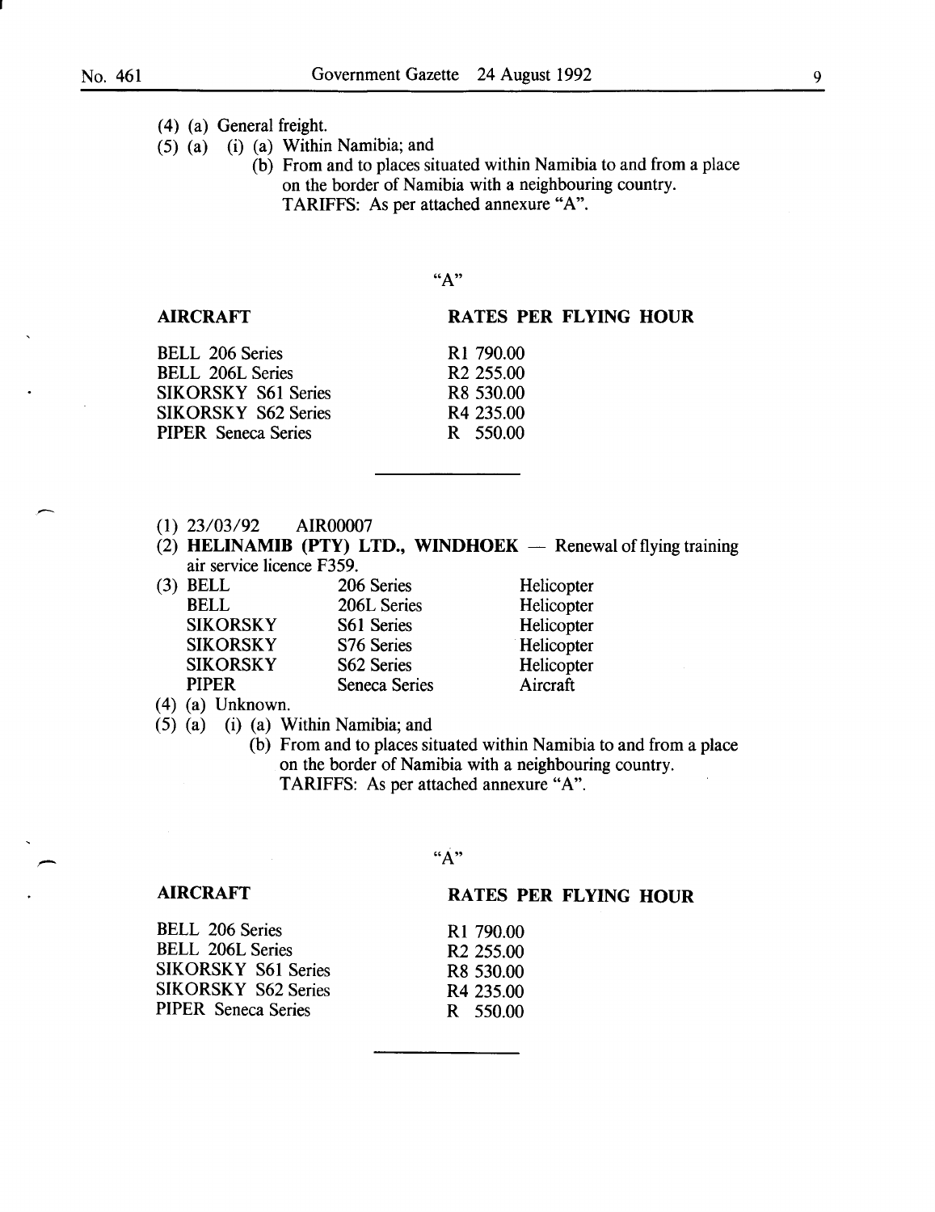(4) (a) General freight.

(5) (a) (i) (a) Within Namibia; and

(b) From and to places situated within Namibia to and from a place on the border of Namibia with a neighbouring country.

TARIFFS: As per attached annexure "A".

"A"

| AIRCRAFT | RATES PER FLYING HOUR |
|---|---|
| BELL 206 Series | R1 790.00 |
| BELL 206L Series | R2 255.00 |
| SIKORSKY S61 Series | R8 530.00 |
| SIKORSKY S62 Series | R4 235.00 |
| PIPER Seneca Series | R 550.00 |

---

(1) 23/03/92 AIR00007

(2) **HELINAMIB (PTY) LTD., WINDHOEK** — Renewal of flying training air service licence F359.

(3)

| | | |
|---|---|---|
| BELL | 206 Series | Helicopter |
| BELL | 206L Series | Helicopter |
| SIKORSKY | S61 Series | Helicopter |
| SIKORSKY | S76 Series | Helicopter |
| SIKORSKY | S62 Series | Helicopter |
| PIPER | Seneca Series | Aircraft |

(4) (a) Unknown.

(5) (a) (i) (a) Within Namibia; and

(b) From and to places situated within Namibia to and from a place on the border of Namibia with a neighbouring country.

TARIFFS: As per attached annexure "A".

"A"

| AIRCRAFT | RATES PER FLYING HOUR |
|---|---|
| BELL 206 Series | R1 790.00 |
| BELL 206L Series | R2 255.00 |
| SIKORSKY S61 Series | R8 530.00 |
| SIKORSKY S62 Series | R4 235.00 |
| PIPER Seneca Series | R 550.00 |

---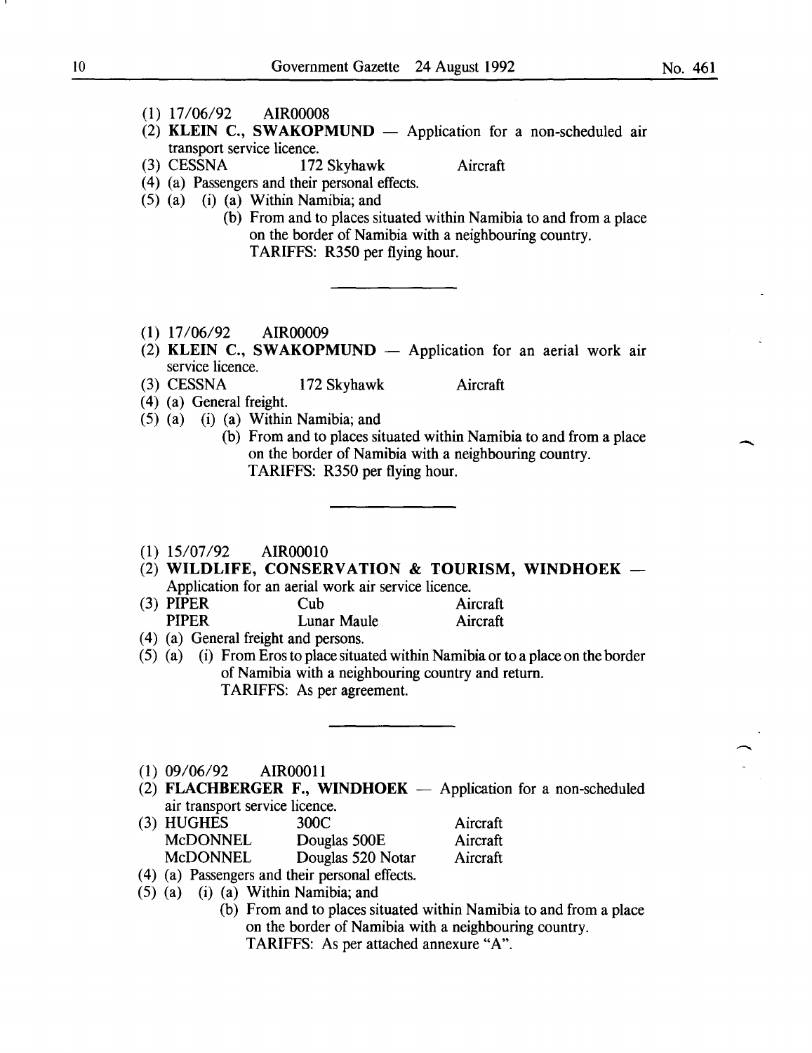(1) 17/06/92 AIR00008

(2) **KLEIN C., SWAKOPMUND** — Application for a non-scheduled air transport service licence.

(3) CESSNA 172 Skyhawk Aircraft

(4) (a) Passengers and their personal effects.

(5) (a) (i) (a) Within Namibia; and

(b) From and to places situated within Namibia to and from a place on the border of Namibia with a neighbouring country.

TARIFFS: R350 per flying hour.

---

(1) 17/06/92 AIR00009

(2) **KLEIN C., SWAKOPMUND** — Application for an aerial work air service licence.

(3) CESSNA 172 Skyhawk Aircraft

(4) (a) General freight.

(5) (a) (i) (a) Within Namibia; and

(b) From and to places situated within Namibia to and from a place on the border of Namibia with a neighbouring country.

TARIFFS: R350 per flying hour.

---

(1) 15/07/92 AIR00010

(2) **WILDLIFE, CONSERVATION & TOURISM, WINDHOEK** — Application for an aerial work air service licence.

(3) PIPER Cub Aircraft
PIPER Lunar Maule Aircraft

(4) (a) General freight and persons.

(5) (a) (i) From Eros to place situated within Namibia or to a place on the border of Namibia with a neighbouring country and return.

TARIFFS: As per agreement.

---

(1) 09/06/92 AIR00011

(2) **FLACHBERGER F., WINDHOEK** — Application for a non-scheduled air transport service licence.

(3) HUGHES 300C Aircraft
McDONNEL Douglas 500E Aircraft
McDONNEL Douglas 520 Notar Aircraft

(4) (a) Passengers and their personal effects.

(5) (a) (i) (a) Within Namibia; and

(b) From and to places situated within Namibia to and from a place on the border of Namibia with a neighbouring country.

TARIFFS: As per attached annexure "A".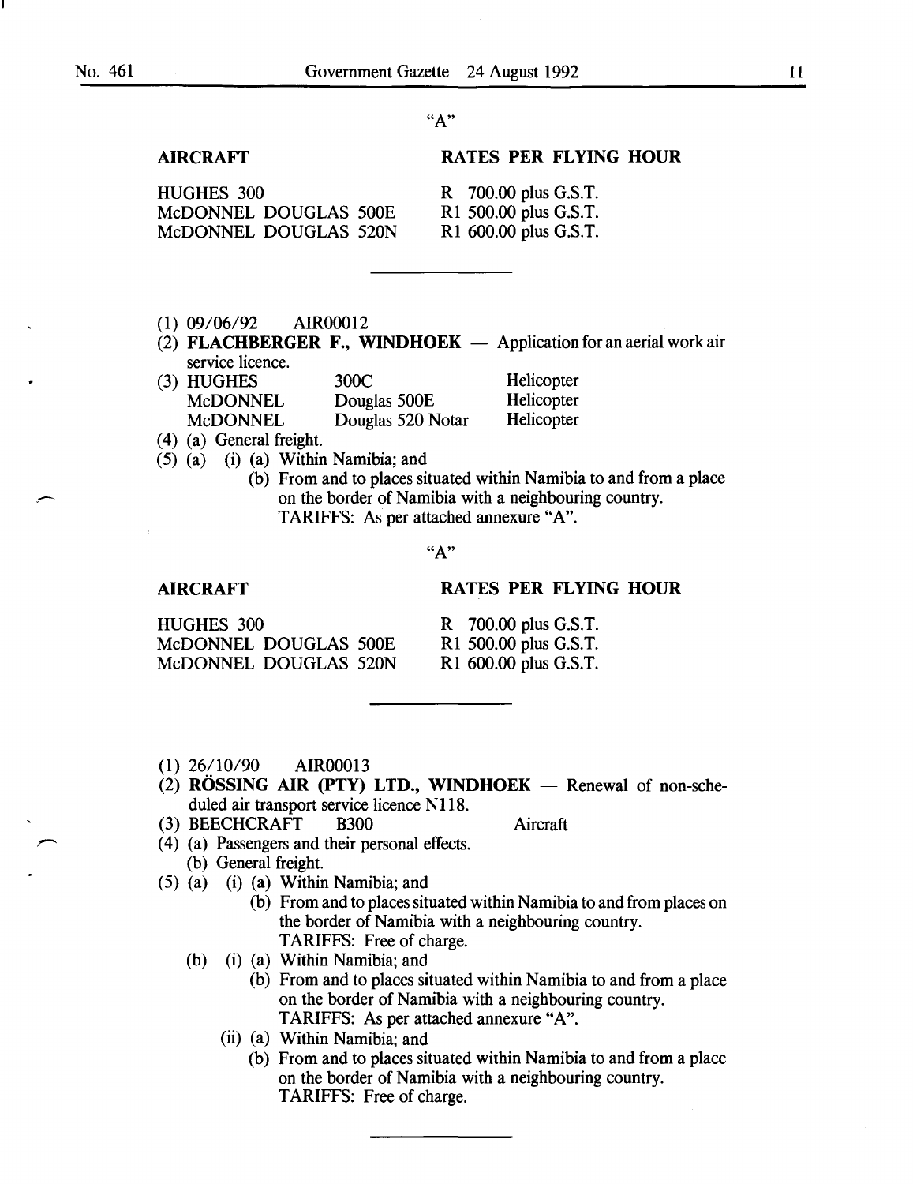"A"

| AIRCRAFT | RATES PER FLYING HOUR |
|---|---|
| HUGHES 300 | R 700.00 plus G.S.T. |
| McDONNEL DOUGLAS 500E | R1 500.00 plus G.S.T. |
| McDONNEL DOUGLAS 520N | R1 600.00 plus G.S.T. |

---

(1) 09/06/92 AIR00012

(2) **FLACHBERGER F., WINDHOEK** — Application for an aerial work air service licence.

(3) HUGHES 300C Helicopter
McDONNEL Douglas 500E Helicopter
McDONNEL Douglas 520 Notar Helicopter

(4) (a) General freight.

(5) (a) (i) (a) Within Namibia; and
(b) From and to places situated within Namibia to and from a place on the border of Namibia with a neighbouring country.
TARIFFS: As per attached annexure "A".

"A"

| AIRCRAFT | RATES PER FLYING HOUR |
|---|---|
| HUGHES 300 | R 700.00 plus G.S.T. |
| McDONNEL DOUGLAS 500E | R1 500.00 plus G.S.T. |
| McDONNEL DOUGLAS 520N | R1 600.00 plus G.S.T. |

---

(1) 26/10/90 AIR00013

(2) **RÖSSING AIR (PTY) LTD., WINDHOEK** — Renewal of non-scheduled air transport service licence N118.

(3) BEECHCRAFT B300 Aircraft

(4) (a) Passengers and their personal effects.
(b) General freight.

(5) (a) (i) (a) Within Namibia; and
(b) From and to places situated within Namibia to and from places on the border of Namibia with a neighbouring country.
TARIFFS: Free of charge.

(b) (i) (a) Within Namibia; and
(b) From and to places situated within Namibia to and from a place on the border of Namibia with a neighbouring country.
TARIFFS: As per attached annexure "A".

(ii) (a) Within Namibia; and
(b) From and to places situated within Namibia to and from a place on the border of Namibia with a neighbouring country.
TARIFFS: Free of charge.

---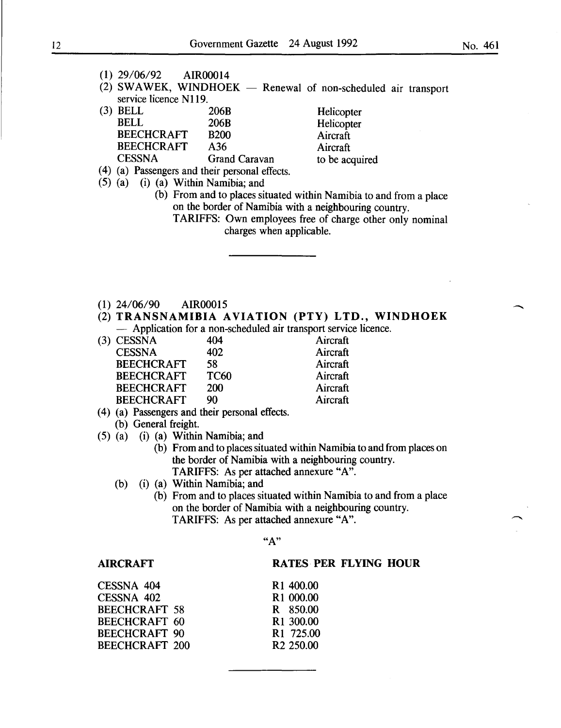(1) 29/06/92 AIR00014

(2) SWAWEK, WINDHOEK — Renewal of non-scheduled air transport service licence N119.

(3)

| | | |
|---|---|---|
| BELL | 206B | Helicopter |
| BELL | 206B | Helicopter |
| BEECHCRAFT | B200 | Aircraft |
| BEECHCRAFT | A36 | Aircraft |
| CESSNA | Grand Caravan | to be acquired |

(4) (a) Passengers and their personal effects.

(5) (a) (i) (a) Within Namibia; and

(b) From and to places situated within Namibia to and from a place on the border of Namibia with a neighbouring country.

TARIFFS: Own employees free of charge other only nominal charges when applicable.

---

(1) 24/06/90 AIR00015

(2) **TRANSNAMIBIA AVIATION (PTY) LTD., WINDHOEK** — Application for a non-scheduled air transport service licence.

(3)

| | | |
|---|---|---|
| CESSNA | 404 | Aircraft |
| CESSNA | 402 | Aircraft |
| BEECHCRAFT | 58 | Aircraft |
| BEECHCRAFT | TC60 | Aircraft |
| BEECHCRAFT | 200 | Aircraft |
| BEECHCRAFT | 90 | Aircraft |

(4) (a) Passengers and their personal effects.

(b) General freight.

(5) (a) (i) (a) Within Namibia; and

(b) From and to places situated within Namibia to and from places on the border of Namibia with a neighbouring country.

TARIFFS: As per attached annexure "A".

(b) (i) (a) Within Namibia; and

(b) From and to places situated within Namibia to and from a place on the border of Namibia with a neighbouring country.

TARIFFS: As per attached annexure "A".

"A"

| AIRCRAFT | RATES PER FLYING HOUR |
|---|---|
| CESSNA 404 | R1 400.00 |
| CESSNA 402 | R1 000.00 |
| BEECHCRAFT 58 | R 850.00 |
| BEECHCRAFT 60 | R1 300.00 |
| BEECHCRAFT 90 | R1 725.00 |
| BEECHCRAFT 200 | R2 250.00 |

---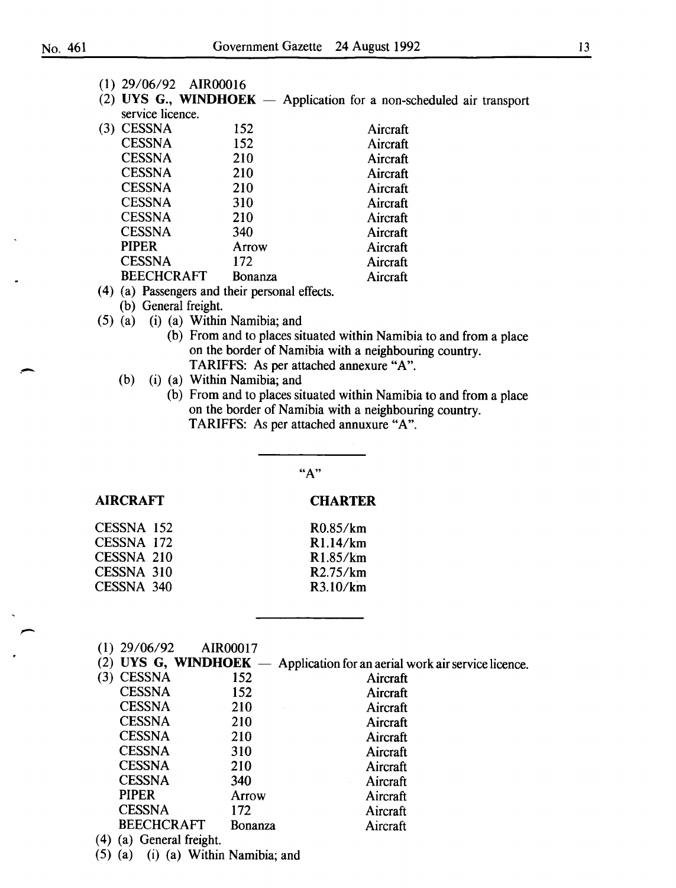(1) 29/06/92 AIR00016

(2) **UYS G., WINDHOEK** — Application for a non-scheduled air transport service licence.

(3)

| | | |
|---|---|---|
| CESSNA | 152 | Aircraft |
| CESSNA | 152 | Aircraft |
| CESSNA | 210 | Aircraft |
| CESSNA | 210 | Aircraft |
| CESSNA | 210 | Aircraft |
| CESSNA | 310 | Aircraft |
| CESSNA | 210 | Aircraft |
| CESSNA | 340 | Aircraft |
| PIPER | Arrow | Aircraft |
| CESSNA | 172 | Aircraft |
| BEECHCRAFT | Bonanza | Aircraft |

(4) (a) Passengers and their personal effects.

(b) General freight.

(5) (a) (i) (a) Within Namibia; and

(b) From and to places situated within Namibia to and from a place on the border of Namibia with a neighbouring country.

TARIFFS: As per attached annexure "A".

(b) (i) (a) Within Namibia; and

(b) From and to places situated within Namibia to and from a place on the border of Namibia with a neighbouring country.

TARIFFS: As per attached annuxure "A".

---

"A"

| AIRCRAFT | CHARTER |
|---|---|
| CESSNA 152 | R0.85/km |
| CESSNA 172 | R1.14/km |
| CESSNA 210 | R1.85/km |
| CESSNA 310 | R2.75/km |
| CESSNA 340 | R3.10/km |

---

(1) 29/06/92 AIR00017

(2) **UYS G, WINDHOEK** — Application for an aerial work air service licence.

(3)

| | | |
|---|---|---|
| CESSNA | 152 | Aircraft |
| CESSNA | 152 | Aircraft |
| CESSNA | 210 | Aircraft |
| CESSNA | 210 | Aircraft |
| CESSNA | 210 | Aircraft |
| CESSNA | 310 | Aircraft |
| CESSNA | 210 | Aircraft |
| CESSNA | 340 | Aircraft |
| PIPER | Arrow | Aircraft |
| CESSNA | 172 | Aircraft |
| BEECHCRAFT | Bonanza | Aircraft |

(4) (a) General freight.

(5) (a) (i) (a) Within Namibia; and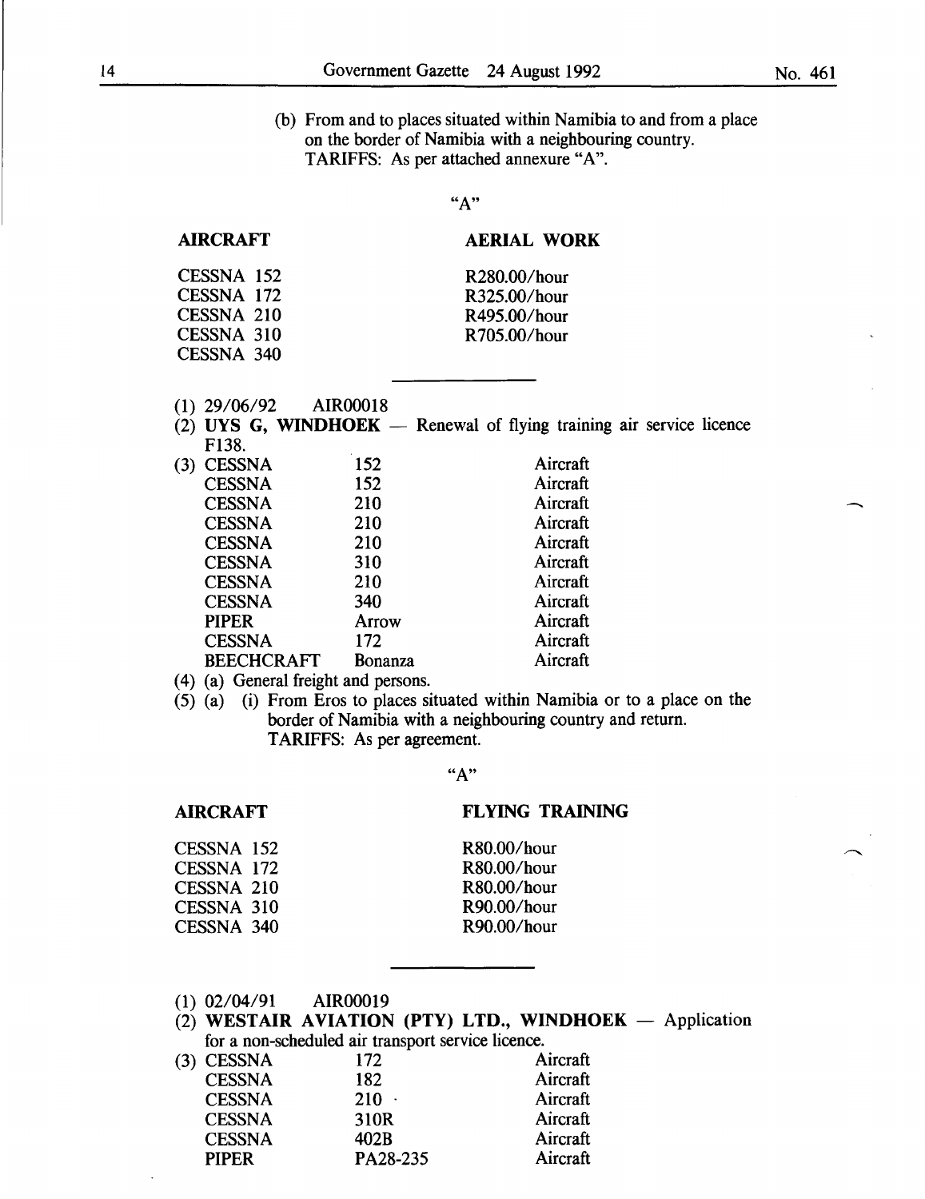(b) From and to places situated within Namibia to and from a place on the border of Namibia with a neighbouring country.
TARIFFS: As per attached annexure "A".

"A"

| AIRCRAFT | AERIAL WORK |
|---|---|
| CESSNA 152 | R280.00/hour |
| CESSNA 172 | R325.00/hour |
| CESSNA 210 | R495.00/hour |
| CESSNA 310 | R705.00/hour |
| CESSNA 340 | |

---

(1) 29/06/92 AIR00018

(2) **UYS G, WINDHOEK** — Renewal of flying training air service licence F138.

(3)

| | | |
|---|---|---|
| CESSNA | 152 | Aircraft |
| CESSNA | 152 | Aircraft |
| CESSNA | 210 | Aircraft |
| CESSNA | 210 | Aircraft |
| CESSNA | 210 | Aircraft |
| CESSNA | 310 | Aircraft |
| CESSNA | 210 | Aircraft |
| CESSNA | 340 | Aircraft |
| PIPER | Arrow | Aircraft |
| CESSNA | 172 | Aircraft |
| BEECHCRAFT | Bonanza | Aircraft |

(4) (a) General freight and persons.

(5) (a) (i) From Eros to places situated within Namibia or to a place on the border of Namibia with a neighbouring country and return.
TARIFFS: As per agreement.

"A"

| AIRCRAFT | FLYING TRAINING |
|---|---|
| CESSNA 152 | R80.00/hour |
| CESSNA 172 | R80.00/hour |
| CESSNA 210 | R80.00/hour |
| CESSNA 310 | R90.00/hour |
| CESSNA 340 | R90.00/hour |

---

(1) 02/04/91 AIR00019

(2) **WESTAIR AVIATION (PTY) LTD., WINDHOEK** — Application for a non-scheduled air transport service licence.

(3)

| | | |
|---|---|---|
| CESSNA | 172 | Aircraft |
| CESSNA | 182 | Aircraft |
| CESSNA | 210 | Aircraft |
| CESSNA | 310R | Aircraft |
| CESSNA | 402B | Aircraft |
| PIPER | PA28-235 | Aircraft |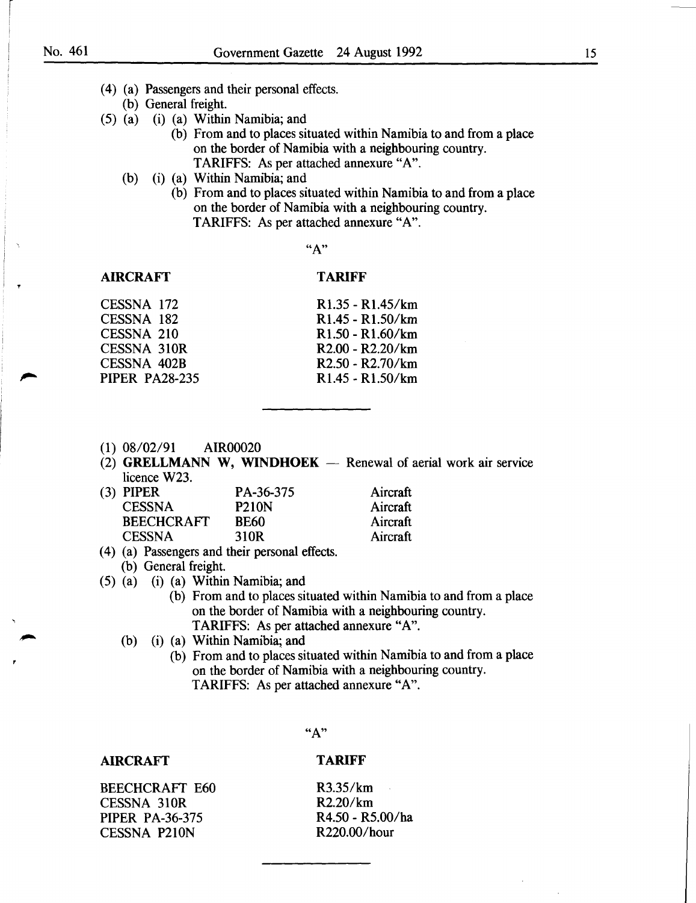(4) (a) Passengers and their personal effects.
(b) General freight.

(5) (a) (i) (a) Within Namibia; and
(b) From and to places situated within Namibia to and from a place on the border of Namibia with a neighbouring country.
TARIFFS: As per attached annexure "A".

(b) (i) (a) Within Namibia; and
(b) From and to places situated within Namibia to and from a place on the border of Namibia with a neighbouring country.
TARIFFS: As per attached annexure "A".

"A"

| AIRCRAFT | TARIFF |
|---|---|
| CESSNA 172 | R1.35 - R1.45/km |
| CESSNA 182 | R1.45 - R1.50/km |
| CESSNA 210 | R1.50 - R1.60/km |
| CESSNA 310R | R2.00 - R2.20/km |
| CESSNA 402B | R2.50 - R2.70/km |
| PIPER PA28-235 | R1.45 - R1.50/km |

---

(1) 08/02/91 AIR00020

(2) **GRELLMANN W, WINDHOEK** — Renewal of aerial work air service licence W23.

(3)

| | | |
|---|---|---|
| PIPER | PA-36-375 | Aircraft |
| CESSNA | P210N | Aircraft |
| BEECHCRAFT | BE60 | Aircraft |
| CESSNA | 310R | Aircraft |

(4) (a) Passengers and their personal effects.
(b) General freight.

(5) (a) (i) (a) Within Namibia; and
(b) From and to places situated within Namibia to and from a place on the border of Namibia with a neighbouring country.
TARIFFS: As per attached annexure "A".

(b) (i) (a) Within Namibia; and
(b) From and to places situated within Namibia to and from a place on the border of Namibia with a neighbouring country.
TARIFFS: As per attached annexure "A".

"A"

| AIRCRAFT | TARIFF |
|---|---|
| BEECHCRAFT E60 | R3.35/km |
| CESSNA 310R | R2.20/km |
| PIPER PA-36-375 | R4.50 - R5.00/ha |
| CESSNA P210N | R220.00/hour |

---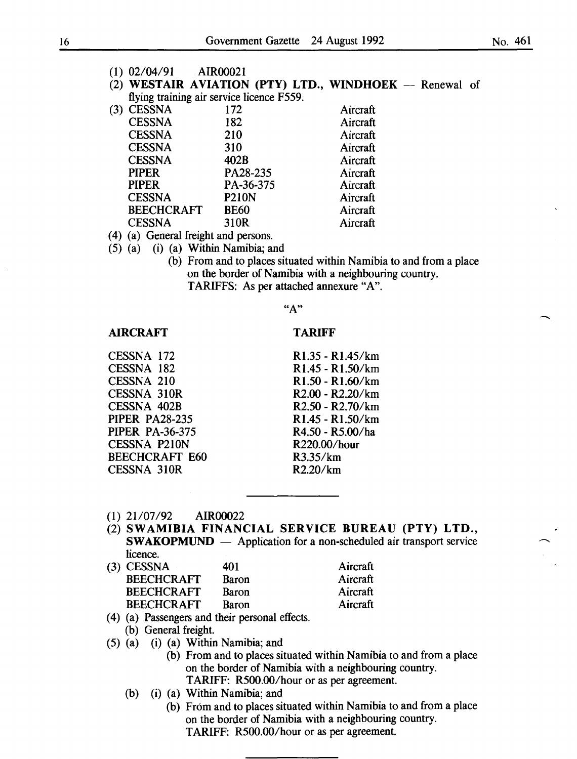(1) 02/04/91 AIR00021

(2) **WESTAIR AVIATION (PTY) LTD., WINDHOEK** — Renewal of flying training air service licence F559.

(3)

| | | |
|---|---|---|
| CESSNA | 172 | Aircraft |
| CESSNA | 182 | Aircraft |
| CESSNA | 210 | Aircraft |
| CESSNA | 310 | Aircraft |
| CESSNA | 402B | Aircraft |
| PIPER | PA28-235 | Aircraft |
| PIPER | PA-36-375 | Aircraft |
| CESSNA | P210N | Aircraft |
| BEECHCRAFT | BE60 | Aircraft |
| CESSNA | 310R | Aircraft |

(4) (a) General freight and persons.

(5) (a) (i) (a) Within Namibia; and

(b) From and to places situated within Namibia to and from a place on the border of Namibia with a neighbouring country.

TARIFFS: As per attached annexure "A".

"A"

| **AIRCRAFT** | **TARIFF** |
|---|---|
| CESSNA 172 | R1.35 - R1.45/km |
| CESSNA 182 | R1.45 - R1.50/km |
| CESSNA 210 | R1.50 - R1.60/km |
| CESSNA 310R | R2.00 - R2.20/km |
| CESSNA 402B | R2.50 - R2.70/km |
| PIPER PA28-235 | R1.45 - R1.50/km |
| PIPER PA-36-375 | R4.50 - R5.00/ha |
| CESSNA P210N | R220.00/hour |
| BEECHCRAFT E60 | R3.35/km |
| CESSNA 310R | R2.20/km |

---

(1) 21/07/92 AIR00022

(2) **SWAMIBIA FINANCIAL SERVICE BUREAU (PTY) LTD., SWAKOPMUND** — Application for a non-scheduled air transport service licence.

(3)

| | | |
|---|---|---|
| CESSNA | 401 | Aircraft |
| BEECHCRAFT | Baron | Aircraft |
| BEECHCRAFT | Baron | Aircraft |
| BEECHCRAFT | Baron | Aircraft |

(4) (a) Passengers and their personal effects.

(b) General freight.

(5) (a) (i) (a) Within Namibia; and

(b) From and to places situated within Namibia to and from a place on the border of Namibia with a neighbouring country.

TARIFF: R500.00/hour or as per agreement.

(b) (i) (a) Within Namibia; and

(b) From and to places situated within Namibia to and from a place on the border of Namibia with a neighbouring country.

TARIFF: R500.00/hour or as per agreement.

---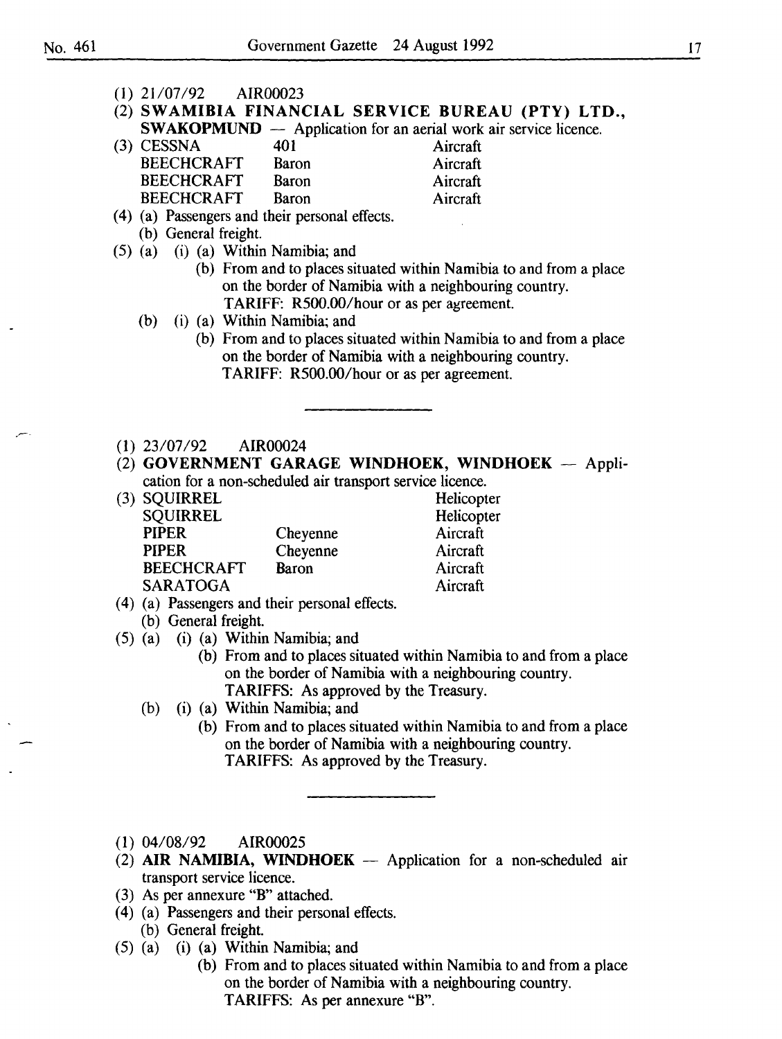(1) 21/07/92 AIR00023

(2) **SWAMIBIA FINANCIAL SERVICE BUREAU (PTY) LTD., SWAKOPMUND** — Application for an aerial work air service licence.

(3)

| | | |
|---|---|---|
| CESSNA | 401 | Aircraft |
| BEECHCRAFT | Baron | Aircraft |
| BEECHCRAFT | Baron | Aircraft |
| BEECHCRAFT | Baron | Aircraft |

(4) (a) Passengers and their personal effects.
(b) General freight.

(5) (a) (i) (a) Within Namibia; and
(b) From and to places situated within Namibia to and from a place on the border of Namibia with a neighbouring country.
TARIFF: R500.00/hour or as per agreement.

(b) (i) (a) Within Namibia; and
(b) From and to places situated within Namibia to and from a place on the border of Namibia with a neighbouring country.
TARIFF: R500.00/hour or as per agreement.

---

(1) 23/07/92 AIR00024

(2) **GOVERNMENT GARAGE WINDHOEK, WINDHOEK** — Application for a non-scheduled air transport service licence.

(3)

| | | |
|---|---|---|
| SQUIRREL | | Helicopter |
| SQUIRREL | | Helicopter |
| PIPER | Cheyenne | Aircraft |
| PIPER | Cheyenne | Aircraft |
| BEECHCRAFT | Baron | Aircraft |
| SARATOGA | | Aircraft |

(4) (a) Passengers and their personal effects.
(b) General freight.

(5) (a) (i) (a) Within Namibia; and
(b) From and to places situated within Namibia to and from a place on the border of Namibia with a neighbouring country.
TARIFFS: As approved by the Treasury.

(b) (i) (a) Within Namibia; and
(b) From and to places situated within Namibia to and from a place on the border of Namibia with a neighbouring country.
TARIFFS: As approved by the Treasury.

---

(1) 04/08/92 AIR00025

(2) **AIR NAMIBIA, WINDHOEK** — Application for a non-scheduled air transport service licence.

(3) As per annexure "B" attached.

(4) (a) Passengers and their personal effects.
(b) General freight.

(5) (a) (i) (a) Within Namibia; and
(b) From and to places situated within Namibia to and from a place on the border of Namibia with a neighbouring country.
TARIFFS: As per annexure "B".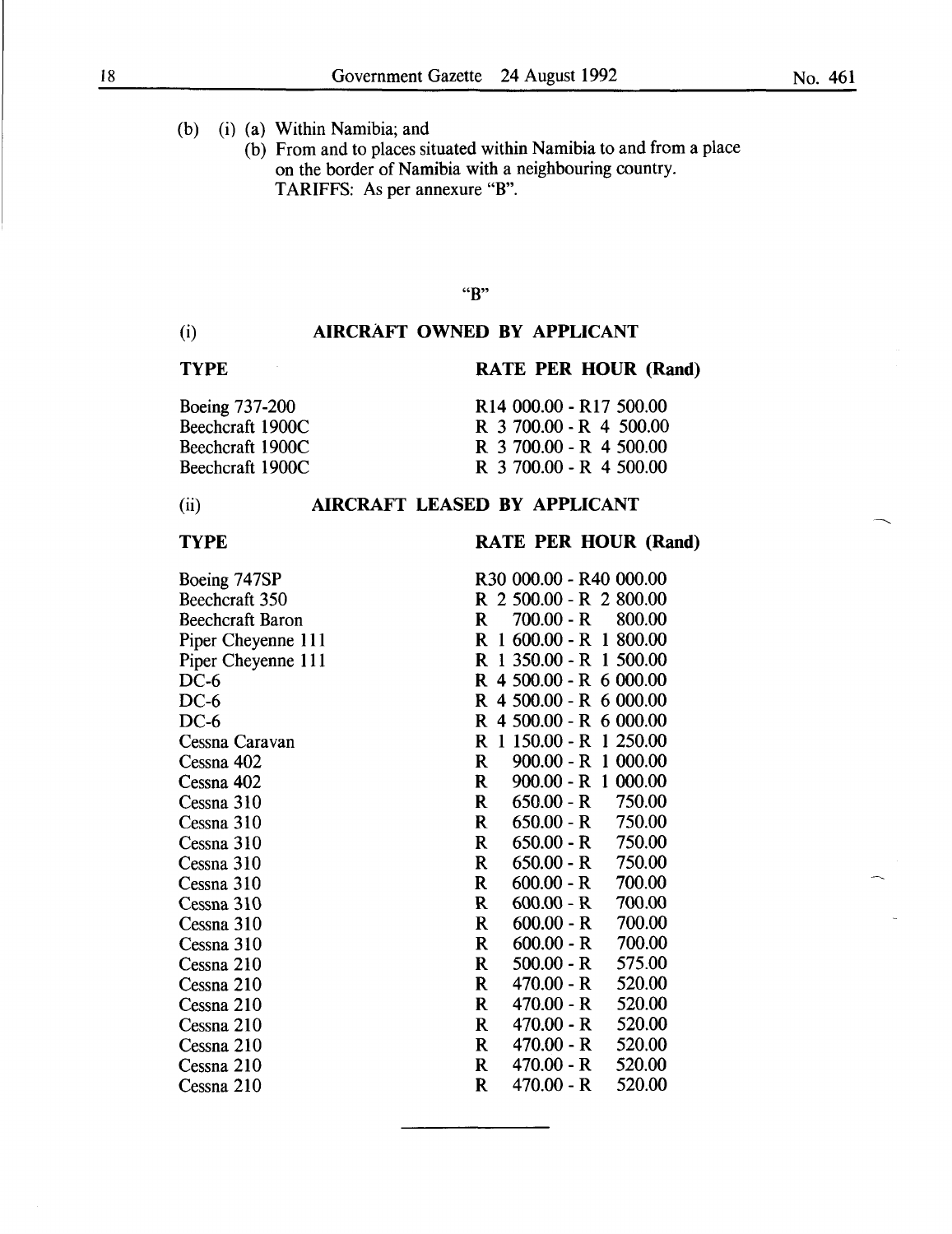(b) (i) (a) Within Namibia; and

(b) From and to places situated within Namibia to and from a place on the border of Namibia with a neighbouring country.
TARIFFS: As per annexure "B".

"B"

(i) **AIRCRAFT OWNED BY APPLICANT**

| TYPE | RATE PER HOUR (Rand) |
|---|---|
| Boeing 737-200 | R14 000.00 - R17 500.00 |
| Beechcraft 1900C | R 3 700.00 - R 4 500.00 |
| Beechcraft 1900C | R 3 700.00 - R 4 500.00 |
| Beechcraft 1900C | R 3 700.00 - R 4 500.00 |

(ii) **AIRCRAFT LEASED BY APPLICANT**

| TYPE | RATE PER HOUR (Rand) |
|---|---|
| Boeing 747SP | R30 000.00 - R40 000.00 |
| Beechcraft 350 | R 2 500.00 - R 2 800.00 |
| Beechcraft Baron | R 700.00 - R 800.00 |
| Piper Cheyenne 111 | R 1 600.00 - R 1 800.00 |
| Piper Cheyenne 111 | R 1 350.00 - R 1 500.00 |
| DC-6 | R 4 500.00 - R 6 000.00 |
| DC-6 | R 4 500.00 - R 6 000.00 |
| DC-6 | R 4 500.00 - R 6 000.00 |
| Cessna Caravan | R 1 150.00 - R 1 250.00 |
| Cessna 402 | R 900.00 - R 1 000.00 |
| Cessna 402 | R 900.00 - R 1 000.00 |
| Cessna 310 | R 650.00 - R 750.00 |
| Cessna 310 | R 650.00 - R 750.00 |
| Cessna 310 | R 650.00 - R 750.00 |
| Cessna 310 | R 650.00 - R 750.00 |
| Cessna 310 | R 600.00 - R 700.00 |
| Cessna 310 | R 600.00 - R 700.00 |
| Cessna 310 | R 600.00 - R 700.00 |
| Cessna 310 | R 600.00 - R 700.00 |
| Cessna 210 | R 500.00 - R 575.00 |
| Cessna 210 | R 470.00 - R 520.00 |
| Cessna 210 | R 470.00 - R 520.00 |
| Cessna 210 | R 470.00 - R 520.00 |
| Cessna 210 | R 470.00 - R 520.00 |
| Cessna 210 | R 470.00 - R 520.00 |
| Cessna 210 | R 470.00 - R 520.00 |